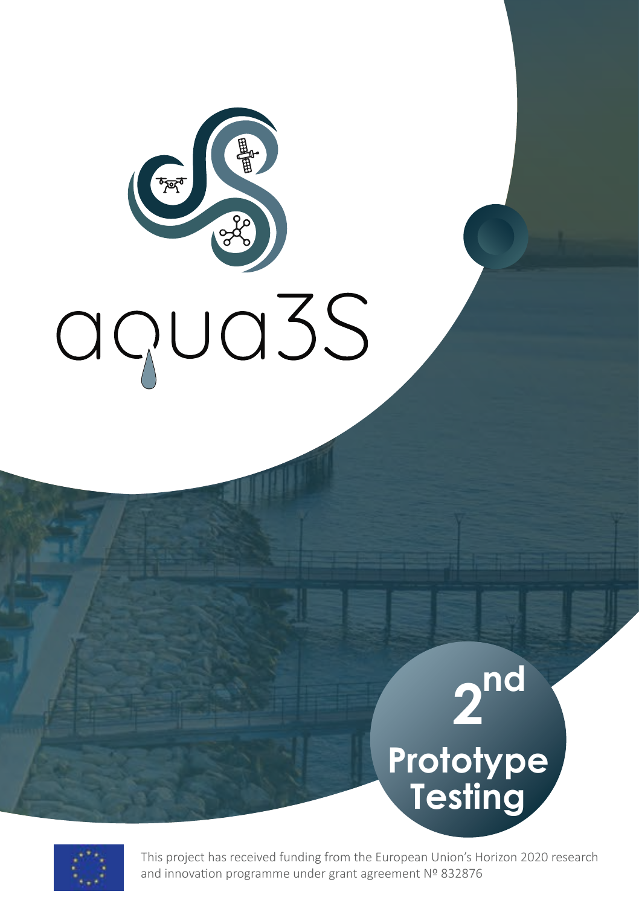# aqua3S

## 2nd Prototype Testing

This project has received funding from the European Union's Horizon 2020 research and innovation programme under grant agreement Nº 832876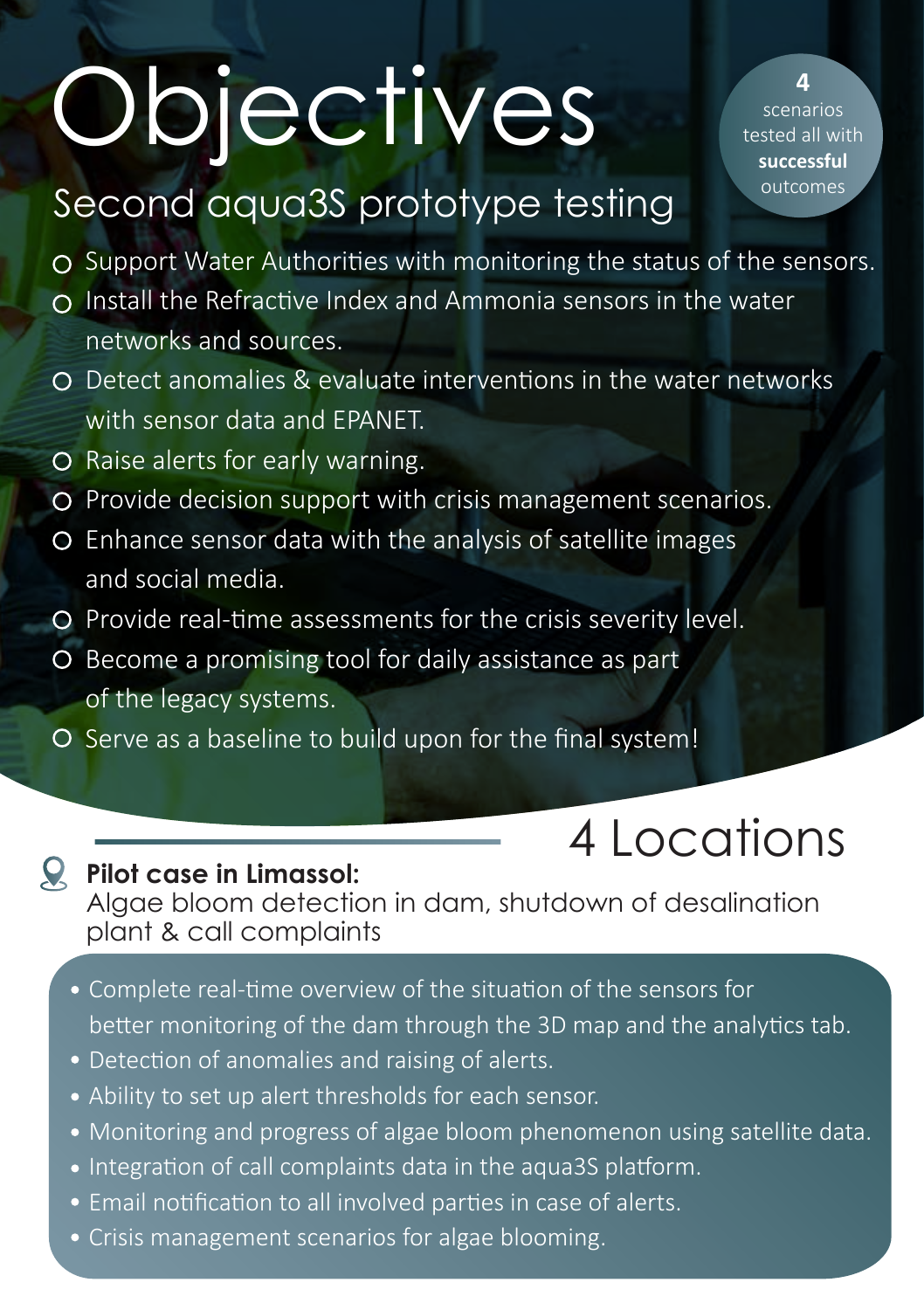# Objectives

**4** scenarios tested all with **successful** outcomes

## Second aqua3S prototype testing

- Support Water Authorities with monitoring the status of the sensors.
- Install the Refractive Index and Ammonia sensors in the water networks and sources.
- Detect anomalies & evaluate interventions in the water networks with sensor data and EPANET.
- Raise alerts for early warning.
- Provide decision support with crisis management scenarios.
- Enhance sensor data with the analysis of satellite images and social media.
- Provide real-time assessments for the crisis severity level.
- Become a promising tool for daily assistance as part of the legacy systems.
- Serve as a baseline to build upon for the final system!

## 4 Locations

**Pilot case in Limassol:**
Algae bloom detection in dam, shutdown of desalination plant & call complaints

- Complete real-time overview of the situation of the sensors for better monitoring of the dam through the 3D map and the analytics tab.
- Detection of anomalies and raising of alerts.
- Ability to set up alert thresholds for each sensor.
- Monitoring and progress of algae bloom phenomenon using satellite data.
- Integration of call complaints data in the aqua3S platform.
- Email notification to all involved parties in case of alerts.
- Crisis management scenarios for algae blooming.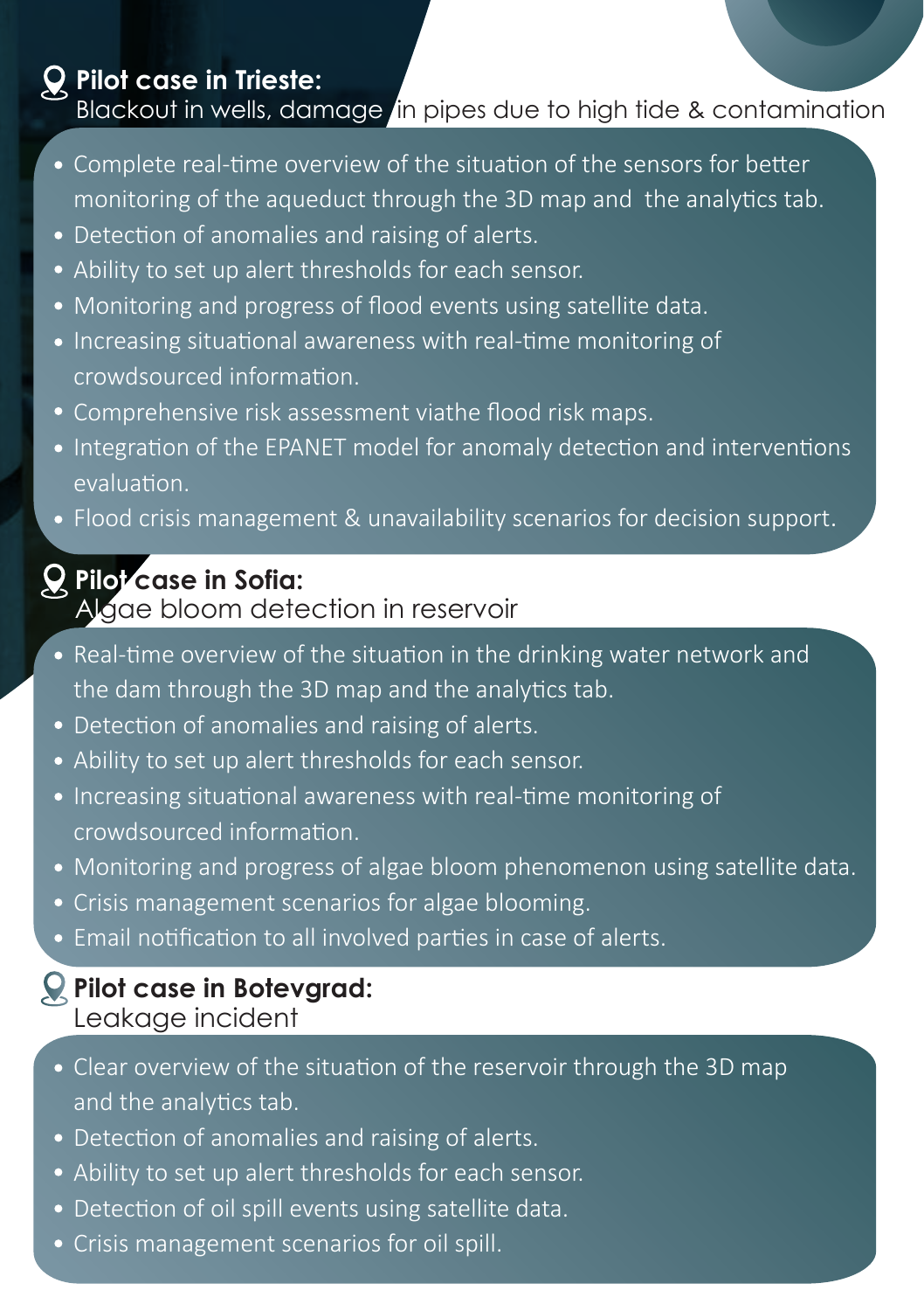### Pilot case in Trieste:
Blackout in wells, damage in pipes due to high tide & contamination

- Complete real-time overview of the situation of the sensors for better monitoring of the aqueduct through the 3D map and the analytics tab.
- Detection of anomalies and raising of alerts.
- Ability to set up alert thresholds for each sensor.
- Monitoring and progress of flood events using satellite data.
- Increasing situational awareness with real-time monitoring of crowdsourced information.
- Comprehensive risk assessment viathe flood risk maps.
- Integration of the EPANET model for anomaly detection and interventions evaluation.
- Flood crisis management & unavailability scenarios for decision support.

### Pilot case in Sofia:
Algae bloom detection in reservoir

- Real-time overview of the situation in the drinking water network and the dam through the 3D map and the analytics tab.
- Detection of anomalies and raising of alerts.
- Ability to set up alert thresholds for each sensor.
- Increasing situational awareness with real-time monitoring of crowdsourced information.
- Monitoring and progress of algae bloom phenomenon using satellite data.
- Crisis management scenarios for algae blooming.
- Email notification to all involved parties in case of alerts.

### Pilot case in Botevgrad:
Leakage incident

- Clear overview of the situation of the reservoir through the 3D map and the analytics tab.
- Detection of anomalies and raising of alerts.
- Ability to set up alert thresholds for each sensor.
- Detection of oil spill events using satellite data.
- Crisis management scenarios for oil spill.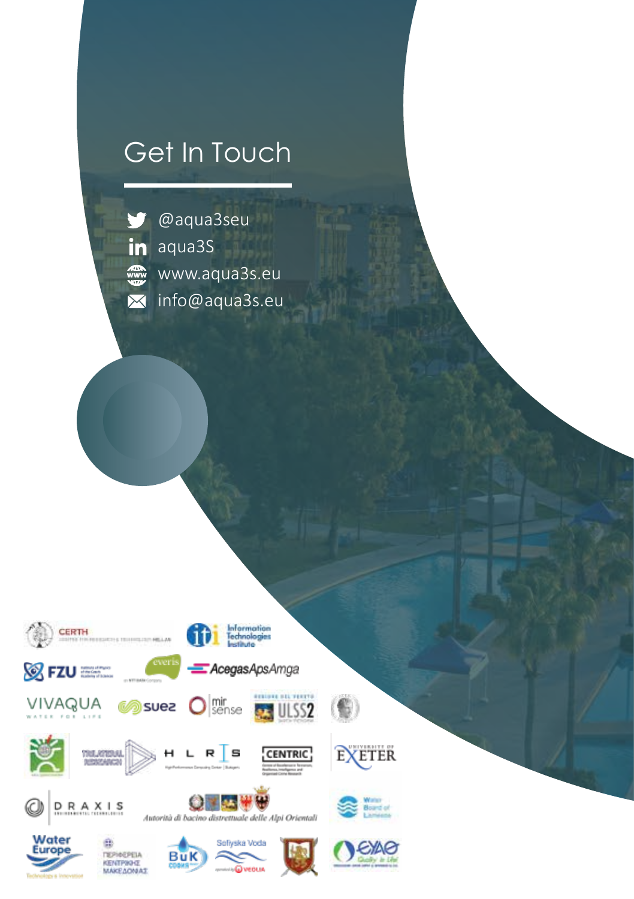# Get In Touch

- @aqua3seu
- aqua3S
- www.aqua3s.eu
- info@aqua3s.eu